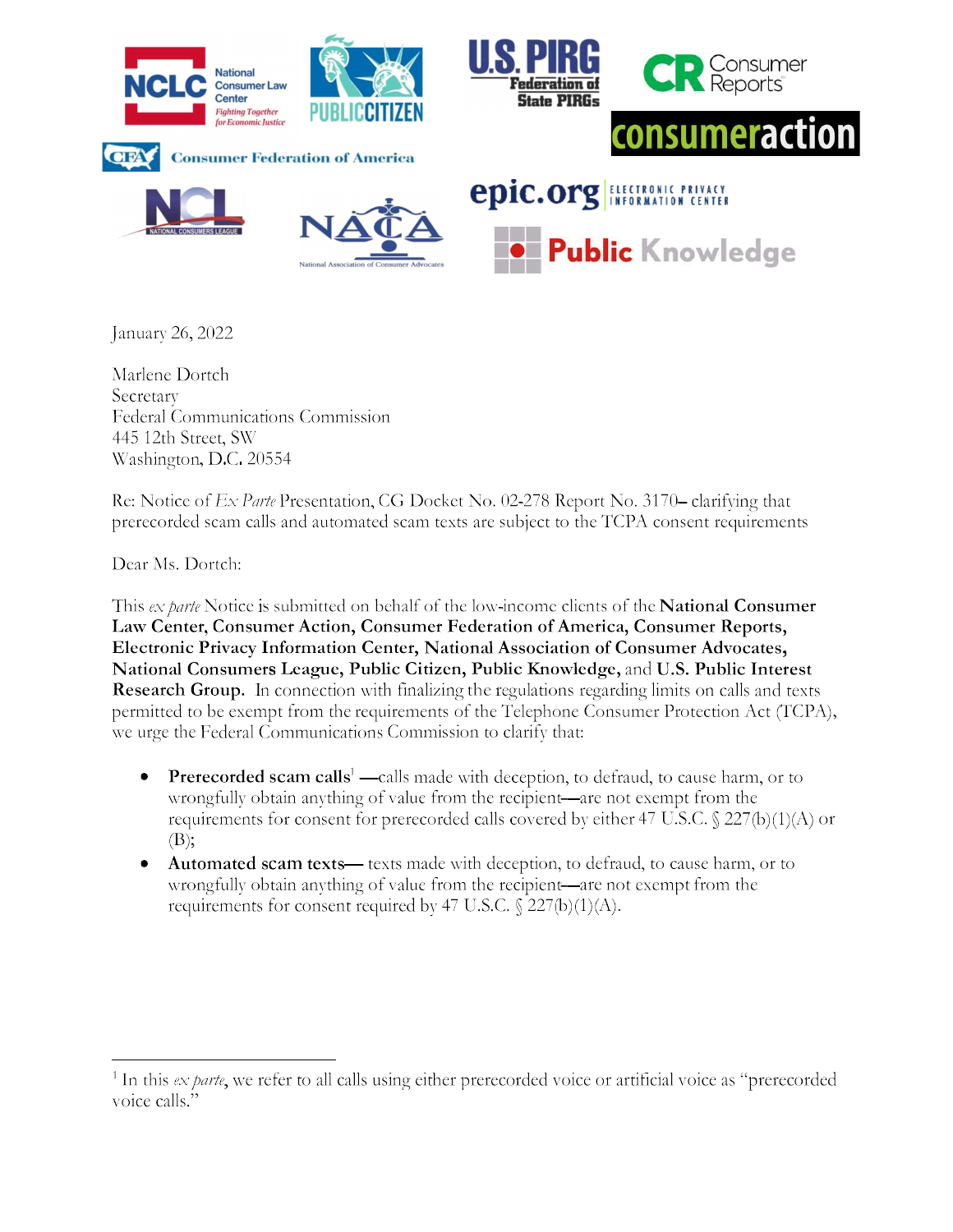January 26, 2022

Marlene Dortch
Secretary
Federal Communications Commission
445 12th Street, SW
Washington, D.C. 20554

Re: Notice of *Ex Parte* Presentation, CG Docket No. 02-278 Report No. 3170– clarifying that prerecorded scam calls and automated scam texts are subject to the TCPA consent requirements

Dear Ms. Dortch:

This *ex parte* Notice is submitted on behalf of the low-income clients of the **National Consumer Law Center, Consumer Action, Consumer Federation of America, Consumer Reports, Electronic Privacy Information Center, National Association of Consumer Advocates, National Consumers League, Public Citizen, Public Knowledge,** and **U.S. Public Interest Research Group.** In connection with finalizing the regulations regarding limits on calls and texts permitted to be exempt from the requirements of the Telephone Consumer Protection Act (TCPA), we urge the Federal Communications Commission to clarify that:

- **Prerecorded scam calls**[1] —calls made with deception, to defraud, to cause harm, or to wrongfully obtain anything of value from the recipient—are not exempt from the requirements for consent for prerecorded calls covered by either 47 U.S.C. § 227(b)(1)(A) or (B);
- **Automated scam texts**— texts made with deception, to defraud, to cause harm, or to wrongfully obtain anything of value from the recipient—are not exempt from the requirements for consent required by 47 U.S.C. § 227(b)(1)(A).

[1] In this *ex parte*, we refer to all calls using either prerecorded voice or artificial voice as "prerecorded voice calls."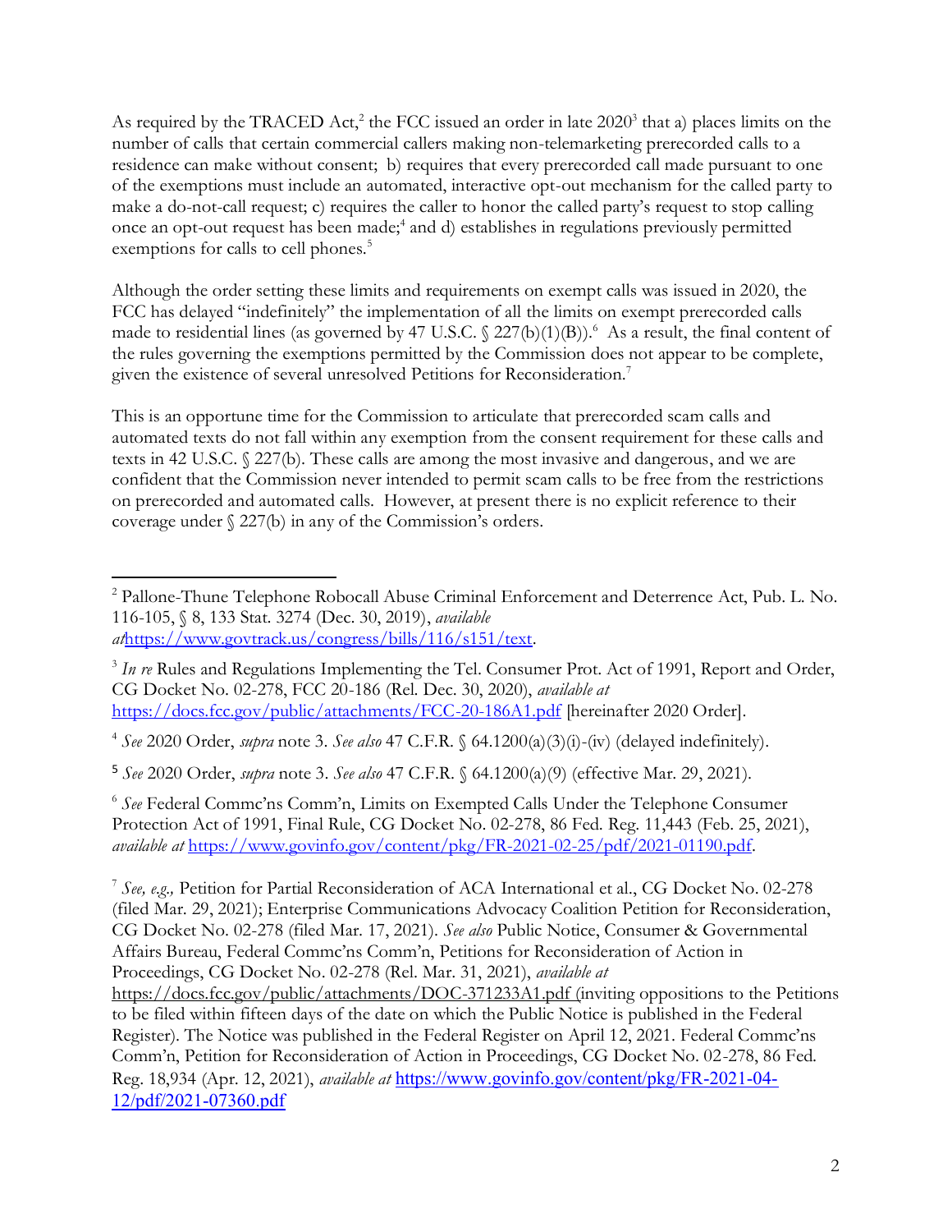As required by the TRACED Act,[2] the FCC issued an order in late 2020[3] that a) places limits on the number of calls that certain commercial callers making non-telemarketing prerecorded calls to a residence can make without consent; b) requires that every prerecorded call made pursuant to one of the exemptions must include an automated, interactive opt-out mechanism for the called party to make a do-not-call request; c) requires the caller to honor the called party's request to stop calling once an opt-out request has been made;[4] and d) establishes in regulations previously permitted exemptions for calls to cell phones.[5]

Although the order setting these limits and requirements on exempt calls was issued in 2020, the FCC has delayed "indefinitely" the implementation of all the limits on exempt prerecorded calls made to residential lines (as governed by 47 U.S.C. § 227(b)(1)(B)).[6] As a result, the final content of the rules governing the exemptions permitted by the Commission does not appear to be complete, given the existence of several unresolved Petitions for Reconsideration.[7]

This is an opportune time for the Commission to articulate that prerecorded scam calls and automated texts do not fall within any exemption from the consent requirement for these calls and texts in 42 U.S.C. § 227(b). These calls are among the most invasive and dangerous, and we are confident that the Commission never intended to permit scam calls to be free from the restrictions on prerecorded and automated calls. However, at present there is no explicit reference to their coverage under § 227(b) in any of the Commission's orders.

---

[2] Pallone-Thune Telephone Robocall Abuse Criminal Enforcement and Deterrence Act, Pub. L. No. 116-105, § 8, 133 Stat. 3274 (Dec. 30, 2019), *available at*https://www.govtrack.us/congress/bills/116/s151/text.

[3] *In re* Rules and Regulations Implementing the Tel. Consumer Prot. Act of 1991, Report and Order, CG Docket No. 02-278, FCC 20-186 (Rel. Dec. 30, 2020), *available at* https://docs.fcc.gov/public/attachments/FCC-20-186A1.pdf [hereinafter 2020 Order].

[4] *See* 2020 Order, *supra* note 3. *See also* 47 C.F.R. § 64.1200(a)(3)(i)-(iv) (delayed indefinitely).

[5] *See* 2020 Order, *supra* note 3. *See also* 47 C.F.R. § 64.1200(a)(9) (effective Mar. 29, 2021).

[6] *See* Federal Commc'ns Comm'n, Limits on Exempted Calls Under the Telephone Consumer Protection Act of 1991, Final Rule, CG Docket No. 02-278, 86 Fed. Reg. 11,443 (Feb. 25, 2021), *available at* https://www.govinfo.gov/content/pkg/FR-2021-02-25/pdf/2021-01190.pdf.

[7] *See, e.g.,* Petition for Partial Reconsideration of ACA International et al., CG Docket No. 02-278 (filed Mar. 29, 2021); Enterprise Communications Advocacy Coalition Petition for Reconsideration, CG Docket No. 02-278 (filed Mar. 17, 2021). *See also* Public Notice, Consumer & Governmental Affairs Bureau, Federal Commc'ns Comm'n, Petitions for Reconsideration of Action in Proceedings, CG Docket No. 02-278 (Rel. Mar. 31, 2021), *available at* https://docs.fcc.gov/public/attachments/DOC-371233A1.pdf (inviting oppositions to the Petitions to be filed within fifteen days of the date on which the Public Notice is published in the Federal Register). The Notice was published in the Federal Register on April 12, 2021. Federal Commc'ns Comm'n, Petition for Reconsideration of Action in Proceedings, CG Docket No. 02-278, 86 Fed. Reg. 18,934 (Apr. 12, 2021), *available at* https://www.govinfo.gov/content/pkg/FR-2021-04-12/pdf/2021-07360.pdf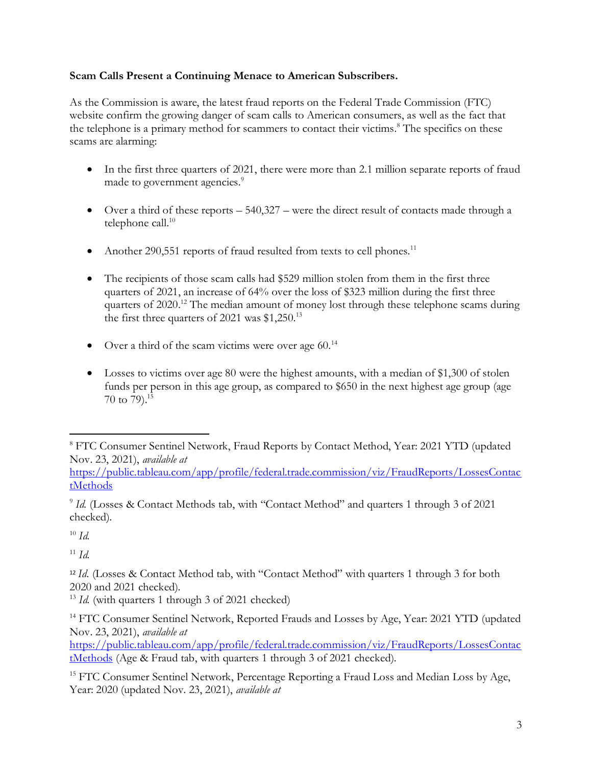**Scam Calls Present a Continuing Menace to American Subscribers.**

As the Commission is aware, the latest fraud reports on the Federal Trade Commission (FTC) website confirm the growing danger of scam calls to American consumers, as well as the fact that the telephone is a primary method for scammers to contact their victims.[8] The specifics on these scams are alarming:

- In the first three quarters of 2021, there were more than 2.1 million separate reports of fraud made to government agencies.[9]
- Over a third of these reports – 540,327 – were the direct result of contacts made through a telephone call.[10]
- Another 290,551 reports of fraud resulted from texts to cell phones.[11]
- The recipients of those scam calls had $529 million stolen from them in the first three quarters of 2021, an increase of 64% over the loss of $323 million during the first three quarters of 2020.[12] The median amount of money lost through these telephone scams during the first three quarters of 2021 was $1,250.[13]
- Over a third of the scam victims were over age 60.[14]
- Losses to victims over age 80 were the highest amounts, with a median of $1,300 of stolen funds per person in this age group, as compared to $650 in the next highest age group (age 70 to 79).[15]

---

[8] FTC Consumer Sentinel Network, Fraud Reports by Contact Method, Year: 2021 YTD (updated Nov. 23, 2021), *available at* https://public.tableau.com/app/profile/federal.trade.commission/viz/FraudReports/LossesContactMethods

[9] *Id.* (Losses & Contact Methods tab, with "Contact Method" and quarters 1 through 3 of 2021 checked).

[10] *Id.*

[11] *Id.*

[12] *Id.* (Losses & Contact Method tab, with "Contact Method" with quarters 1 through 3 for both 2020 and 2021 checked).

[13] *Id.* (with quarters 1 through 3 of 2021 checked)

[14] FTC Consumer Sentinel Network, Reported Frauds and Losses by Age, Year: 2021 YTD (updated Nov. 23, 2021), *available at* https://public.tableau.com/app/profile/federal.trade.commission/viz/FraudReports/LossesContactMethods (Age & Fraud tab, with quarters 1 through 3 of 2021 checked).

[15] FTC Consumer Sentinel Network, Percentage Reporting a Fraud Loss and Median Loss by Age, Year: 2020 (updated Nov. 23, 2021), *available at*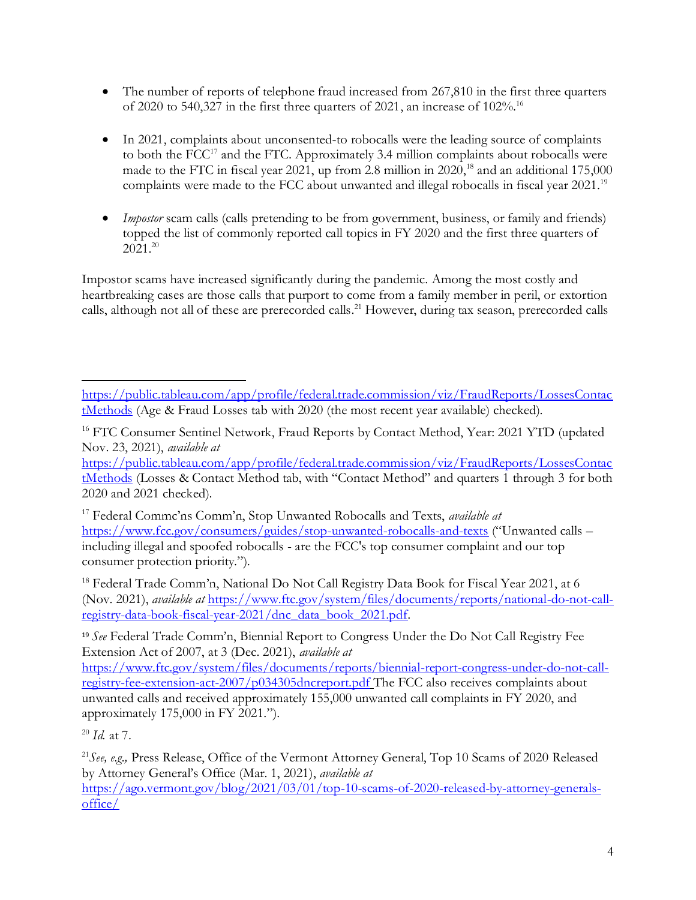- The number of reports of telephone fraud increased from 267,810 in the first three quarters of 2020 to 540,327 in the first three quarters of 2021, an increase of 102%.[16]

- In 2021, complaints about unconsented-to robocalls were the leading source of complaints to both the FCC[17] and the FTC. Approximately 3.4 million complaints about robocalls were made to the FTC in fiscal year 2021, up from 2.8 million in 2020,[18] and an additional 175,000 complaints were made to the FCC about unwanted and illegal robocalls in fiscal year 2021.[19]

- *Impostor* scam calls (calls pretending to be from government, business, or family and friends) topped the list of commonly reported call topics in FY 2020 and the first three quarters of 2021.[20]

Impostor scams have increased significantly during the pandemic. Among the most costly and heartbreaking cases are those calls that purport to come from a family member in peril, or extortion calls, although not all of these are prerecorded calls.[21] However, during tax season, prerecorded calls

---

https://public.tableau.com/app/profile/federal.trade.commission/viz/FraudReports/LossesContactMethods (Age & Fraud Losses tab with 2020 (the most recent year available) checked).

[16] FTC Consumer Sentinel Network, Fraud Reports by Contact Method, Year: 2021 YTD (updated Nov. 23, 2021), *available at* https://public.tableau.com/app/profile/federal.trade.commission/viz/FraudReports/LossesContactMethods (Losses & Contact Method tab, with "Contact Method" and quarters 1 through 3 for both 2020 and 2021 checked).

[17] Federal Commc'ns Comm'n, Stop Unwanted Robocalls and Texts, *available at* https://www.fcc.gov/consumers/guides/stop-unwanted-robocalls-and-texts ("Unwanted calls – including illegal and spoofed robocalls - are the FCC's top consumer complaint and our top consumer protection priority.").

[18] Federal Trade Comm'n, National Do Not Call Registry Data Book for Fiscal Year 2021, at 6 (Nov. 2021), *available at* https://www.ftc.gov/system/files/documents/reports/national-do-not-call-registry-data-book-fiscal-year-2021/dnc_data_book_2021.pdf.

[19] *See* Federal Trade Comm'n, Biennial Report to Congress Under the Do Not Call Registry Fee Extension Act of 2007, at 3 (Dec. 2021), *available at* https://www.ftc.gov/system/files/documents/reports/biennial-report-congress-under-do-not-call-registry-fee-extension-act-2007/p034305dncreport.pdf The FCC also receives complaints about unwanted calls and received approximately 155,000 unwanted call complaints in FY 2020, and approximately 175,000 in FY 2021.").

[20] *Id.* at 7.

[21] *See, e.g.,* Press Release, Office of the Vermont Attorney General, Top 10 Scams of 2020 Released by Attorney General's Office (Mar. 1, 2021), *available at* https://ago.vermont.gov/blog/2021/03/01/top-10-scams-of-2020-released-by-attorney-generals-office/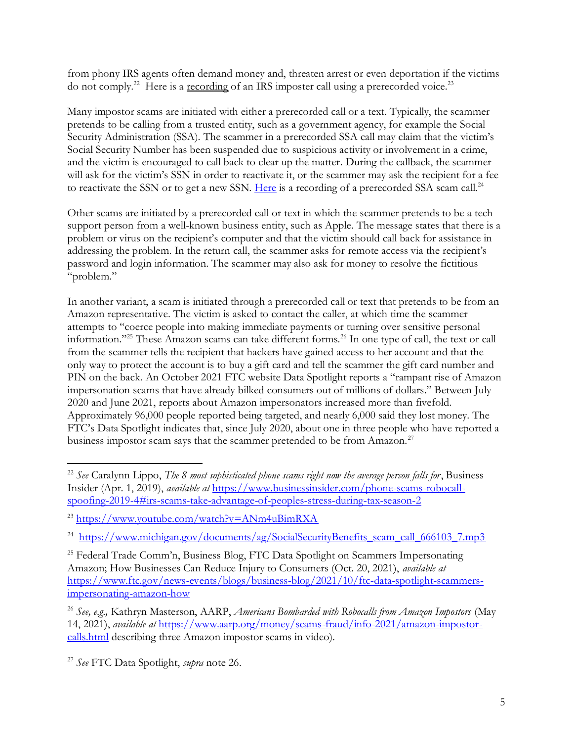from phony IRS agents often demand money and, threaten arrest or even deportation if the victims do not comply.[22] Here is a recording of an IRS imposter call using a prerecorded voice.[23]

Many impostor scams are initiated with either a prerecorded call or a text. Typically, the scammer pretends to be calling from a trusted entity, such as a government agency, for example the Social Security Administration (SSA). The scammer in a prerecorded SSA call may claim that the victim's Social Security Number has been suspended due to suspicious activity or involvement in a crime, and the victim is encouraged to call back to clear up the matter. During the callback, the scammer will ask for the victim's SSN in order to reactivate it, or the scammer may ask the recipient for a fee to reactivate the SSN or to get a new SSN. Here is a recording of a prerecorded SSA scam call.[24]

Other scams are initiated by a prerecorded call or text in which the scammer pretends to be a tech support person from a well-known business entity, such as Apple. The message states that there is a problem or virus on the recipient's computer and that the victim should call back for assistance in addressing the problem. In the return call, the scammer asks for remote access via the recipient's password and login information. The scammer may also ask for money to resolve the fictitious "problem."

In another variant, a scam is initiated through a prerecorded call or text that pretends to be from an Amazon representative. The victim is asked to contact the caller, at which time the scammer attempts to "coerce people into making immediate payments or turning over sensitive personal information."[25] These Amazon scams can take different forms.[26] In one type of call, the text or call from the scammer tells the recipient that hackers have gained access to her account and that the only way to protect the account is to buy a gift card and tell the scammer the gift card number and PIN on the back. An October 2021 FTC website Data Spotlight reports a "rampant rise of Amazon impersonation scams that have already bilked consumers out of millions of dollars." Between July 2020 and June 2021, reports about Amazon impersonators increased more than fivefold. Approximately 96,000 people reported being targeted, and nearly 6,000 said they lost money. The FTC's Data Spotlight indicates that, since July 2020, about one in three people who have reported a business impostor scam says that the scammer pretended to be from Amazon.[27]

---

[22] *See* Caralynn Lippo, *The 8 most sophisticated phone scams right now the average person falls for*, Business Insider (Apr. 1, 2019), *available at* https://www.businessinsider.com/phone-scams-robocall-spoofing-2019-4#irs-scams-take-advantage-of-peoples-stress-during-tax-season-2

[23] https://www.youtube.com/watch?v=ANm4uBimRXA

[24] https://www.michigan.gov/documents/ag/SocialSecurityBenefits_scam_call_666103_7.mp3

[25] Federal Trade Comm'n, Business Blog, FTC Data Spotlight on Scammers Impersonating Amazon; How Businesses Can Reduce Injury to Consumers (Oct. 20, 2021), *available at* https://www.ftc.gov/news-events/blogs/business-blog/2021/10/ftc-data-spotlight-scammers-impersonating-amazon-how

[26] *See, e.g.,* Kathryn Masterson, AARP, *Americans Bombarded with Robocalls from Amazon Impostors* (May 14, 2021), *available at* https://www.aarp.org/money/scams-fraud/info-2021/amazon-impostor-calls.html describing three Amazon impostor scams in video).

[27] *See* FTC Data Spotlight, *supra* note 26.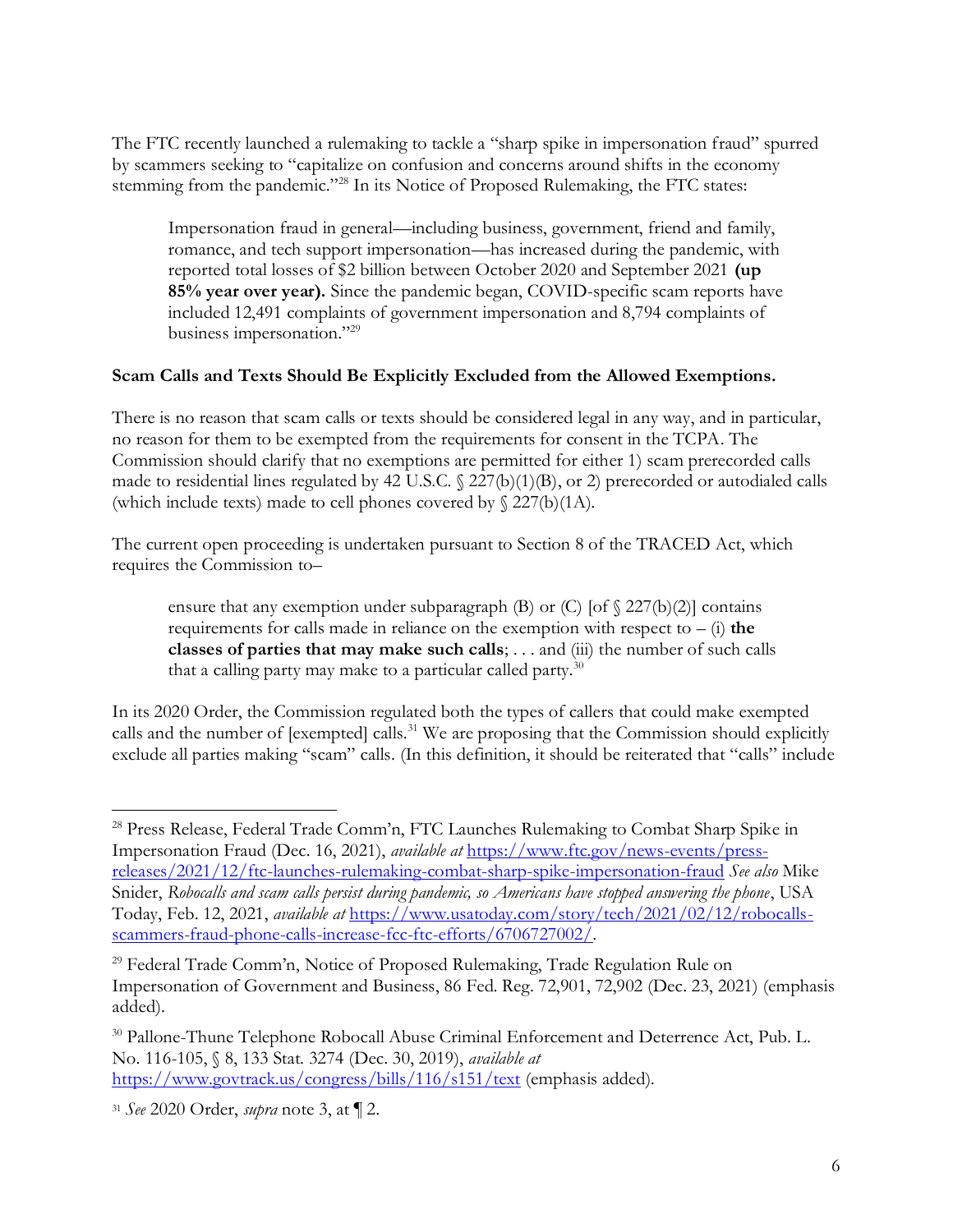The FTC recently launched a rulemaking to tackle a "sharp spike in impersonation fraud" spurred by scammers seeking to "capitalize on confusion and concerns around shifts in the economy stemming from the pandemic."[28] In its Notice of Proposed Rulemaking, the FTC states:

> Impersonation fraud in general—including business, government, friend and family, romance, and tech support impersonation—has increased during the pandemic, with reported total losses of $2 billion between October 2020 and September 2021 **(up 85% year over year).** Since the pandemic began, COVID-specific scam reports have included 12,491 complaints of government impersonation and 8,794 complaints of business impersonation."[29]

**Scam Calls and Texts Should Be Explicitly Excluded from the Allowed Exemptions.**

There is no reason that scam calls or texts should be considered legal in any way, and in particular, no reason for them to be exempted from the requirements for consent in the TCPA. The Commission should clarify that no exemptions are permitted for either 1) scam prerecorded calls made to residential lines regulated by 42 U.S.C. § 227(b)(1)(B), or 2) prerecorded or autodialed calls (which include texts) made to cell phones covered by § 227(b)(1A).

The current open proceeding is undertaken pursuant to Section 8 of the TRACED Act, which requires the Commission to–

> ensure that any exemption under subparagraph (B) or (C) [of § 227(b)(2)] contains requirements for calls made in reliance on the exemption with respect to – (i) **the classes of parties that may make such calls**; . . . and (iii) the number of such calls that a calling party may make to a particular called party.[30]

In its 2020 Order, the Commission regulated both the types of callers that could make exempted calls and the number of [exempted] calls.[31] We are proposing that the Commission should explicitly exclude all parties making "scam" calls. (In this definition, it should be reiterated that "calls" include

---

[28] Press Release, Federal Trade Comm'n, FTC Launches Rulemaking to Combat Sharp Spike in Impersonation Fraud (Dec. 16, 2021), *available at* https://www.ftc.gov/news-events/press-releases/2021/12/ftc-launches-rulemaking-combat-sharp-spike-impersonation-fraud *See also* Mike Snider, *Robocalls and scam calls persist during pandemic, so Americans have stopped answering the phone*, USA Today, Feb. 12, 2021, *available at* https://www.usatoday.com/story/tech/2021/02/12/robocalls-scammers-fraud-phone-calls-increase-fcc-ftc-efforts/6706727002/.

[29] Federal Trade Comm'n, Notice of Proposed Rulemaking, Trade Regulation Rule on Impersonation of Government and Business, 86 Fed. Reg. 72,901, 72,902 (Dec. 23, 2021) (emphasis added).

[30] Pallone-Thune Telephone Robocall Abuse Criminal Enforcement and Deterrence Act, Pub. L. No. 116-105, § 8, 133 Stat. 3274 (Dec. 30, 2019), *available at* https://www.govtrack.us/congress/bills/116/s151/text (emphasis added).

[31] *See* 2020 Order, *supra* note 3, at ¶ 2.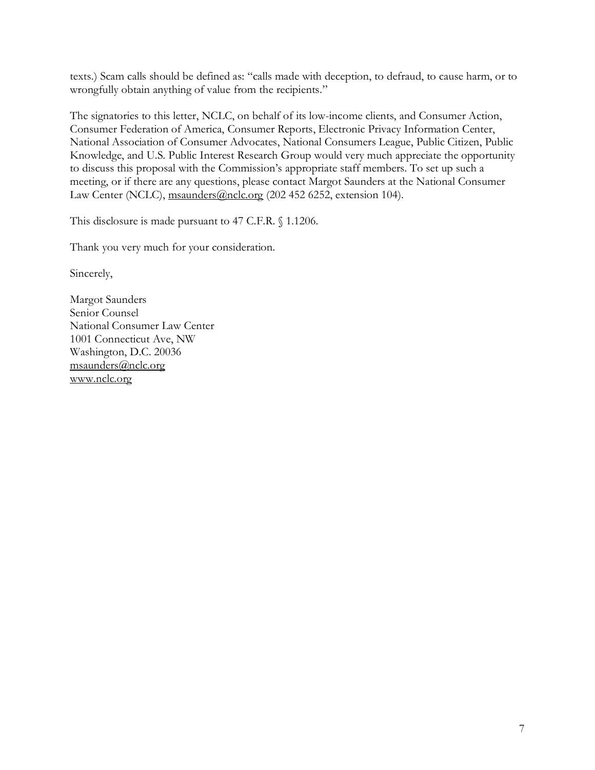texts.) Scam calls should be defined as: "calls made with deception, to defraud, to cause harm, or to wrongfully obtain anything of value from the recipients."

The signatories to this letter, NCLC, on behalf of its low-income clients, and Consumer Action, Consumer Federation of America, Consumer Reports, Electronic Privacy Information Center, National Association of Consumer Advocates, National Consumers League, Public Citizen, Public Knowledge, and U.S. Public Interest Research Group would very much appreciate the opportunity to discuss this proposal with the Commission's appropriate staff members. To set up such a meeting, or if there are any questions, please contact Margot Saunders at the National Consumer Law Center (NCLC), msaunders@nclc.org (202 452 6252, extension 104).

This disclosure is made pursuant to 47 C.F.R. § 1.1206.

Thank you very much for your consideration.

Sincerely,

Margot Saunders  
Senior Counsel  
National Consumer Law Center  
1001 Connecticut Ave, NW  
Washington, D.C. 20036  
msaunders@nclc.org  
www.nclc.org